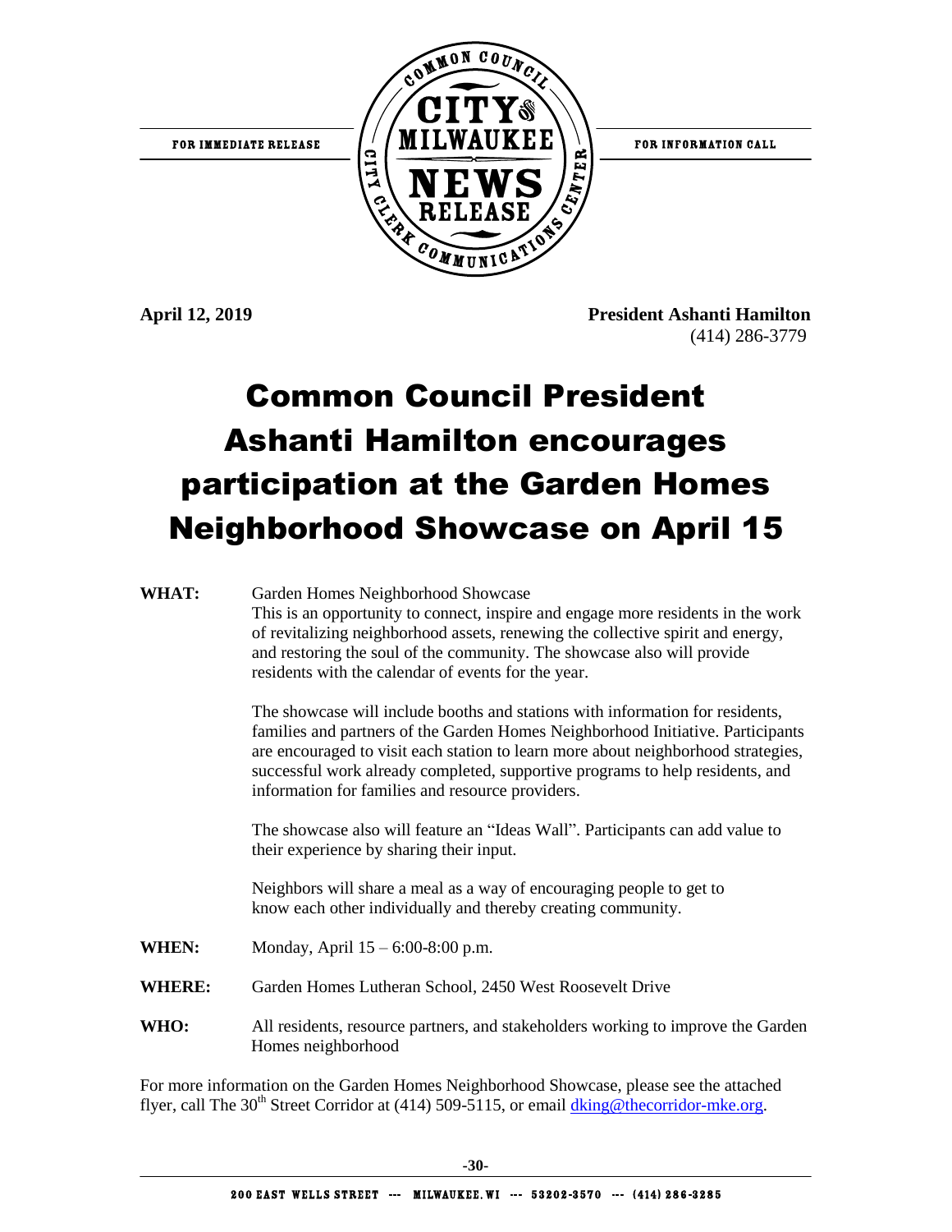FOR IMMEDIATE RELEASE

COMMON COUNCIL CITY OF MILWAUKEE NEWS RELEASE — CITY CLERK COMMUNICATIONS CENTER

FOR INFORMATION CALL

**April 12, 2019**

**President Ashanti Hamilton**
(414) 286-3779

# Common Council President Ashanti Hamilton encourages participation at the Garden Homes Neighborhood Showcase on April 15

**WHAT:** Garden Homes Neighborhood Showcase
This is an opportunity to connect, inspire and engage more residents in the work of revitalizing neighborhood assets, renewing the collective spirit and energy, and restoring the soul of the community. The showcase also will provide residents with the calendar of events for the year.

The showcase will include booths and stations with information for residents, families and partners of the Garden Homes Neighborhood Initiative. Participants are encouraged to visit each station to learn more about neighborhood strategies, successful work already completed, supportive programs to help residents, and information for families and resource providers.

The showcase also will feature an "Ideas Wall". Participants can add value to their experience by sharing their input.

Neighbors will share a meal as a way of encouraging people to get to know each other individually and thereby creating community.

**WHEN:** Monday, April 15 – 6:00-8:00 p.m.

**WHERE:** Garden Homes Lutheran School, 2450 West Roosevelt Drive

**WHO:** All residents, resource partners, and stakeholders working to improve the Garden Homes neighborhood

For more information on the Garden Homes Neighborhood Showcase, please see the attached flyer, call The 30th Street Corridor at (414) 509-5115, or email dking@thecorridor-mke.org.

**-30-**

200 EAST WELLS STREET --- MILWAUKEE, WI --- 53202-3570 --- (414) 286-3285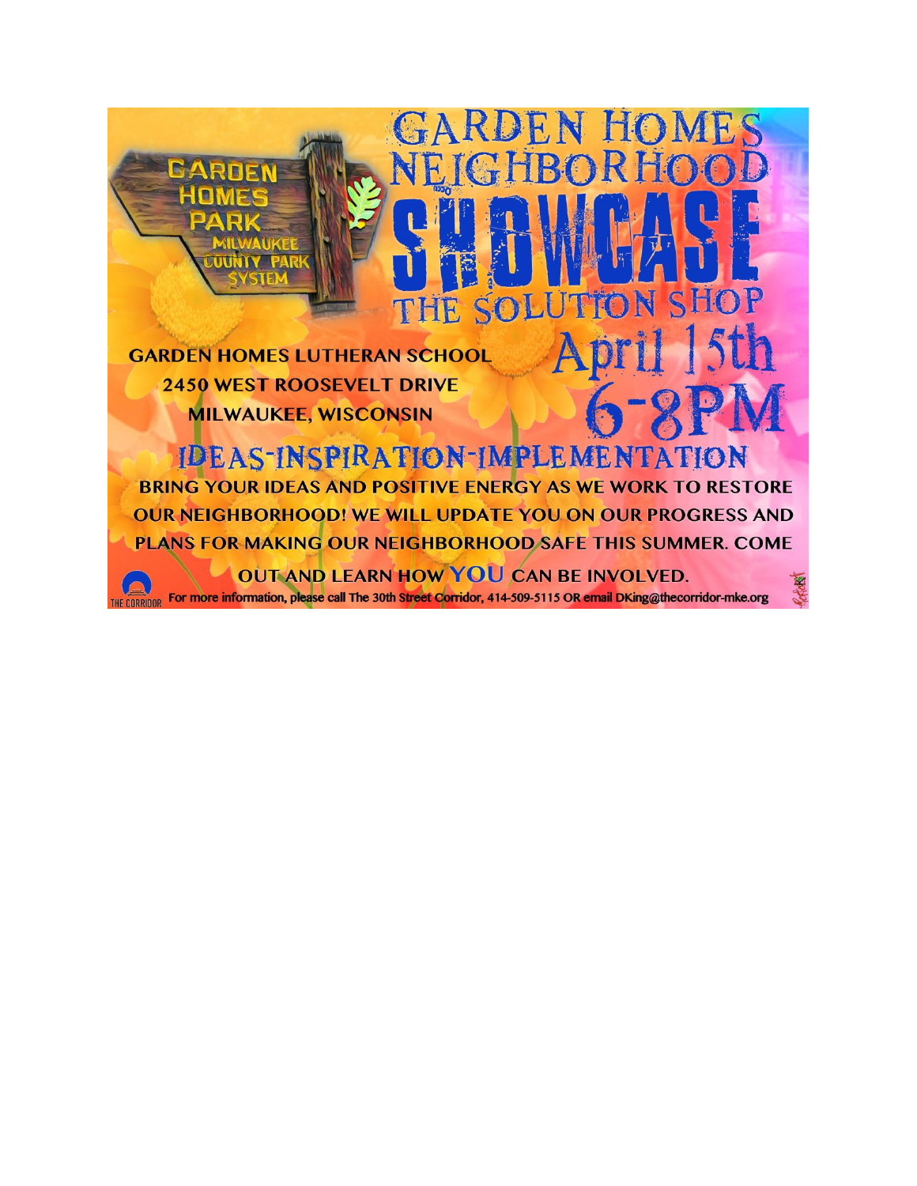# GARDEN HOMES NEIGHBORHOOD SHOWCASE

## THE SOLUTION SHOP

GARDEN HOMES PARK
MILWAUKEE COUNTY PARK SYSTEM

**GARDEN HOMES LUTHERAN SCHOOL**
**2450 WEST ROOSEVELT DRIVE**
**MILWAUKEE, WISCONSIN**

**April 15th**
**6-8PM**

## IDEAS-INSPIRATION-IMPLEMENTATION

**BRING YOUR IDEAS AND POSITIVE ENERGY AS WE WORK TO RESTORE OUR NEIGHBORHOOD! WE WILL UPDATE YOU ON OUR PROGRESS AND PLANS FOR MAKING OUR NEIGHBORHOOD SAFE THIS SUMMER. COME OUT AND LEARN HOW YOU CAN BE INVOLVED.**

THE CORRIDOR

For more information, please call The 30th Street Corridor, 414-509-5115 OR email DKing@thecorridor-mke.org